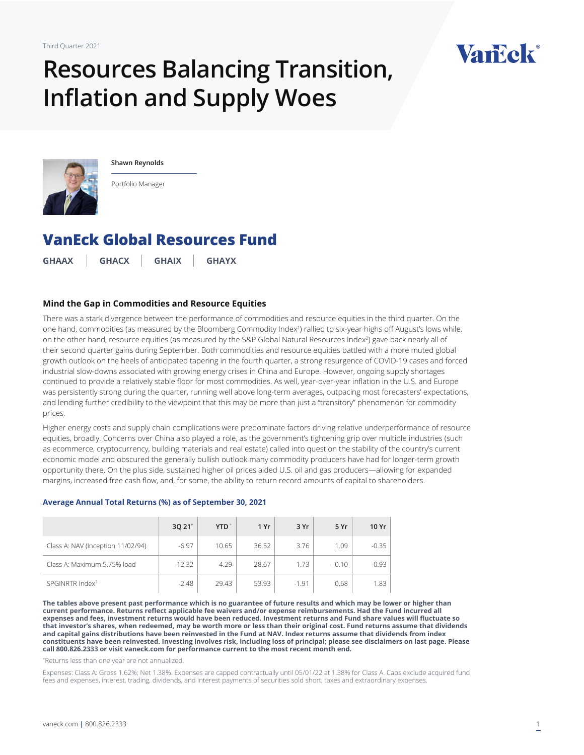Third Quarter 2021

# Resources Balancing Transition, Inflation and Supply Woes

**Shawn Reynolds**

Portfolio Manager

## VanEck Global Resources Fund

**GHAAX | GHACX | GHAIX | GHAYX**

### Mind the Gap in Commodities and Resource Equities

There was a stark divergence between the performance of commodities and resource equities in the third quarter. On the one hand, commodities (as measured by the Bloomberg Commodity Index[1]) rallied to six-year highs off August's lows while, on the other hand, resource equities (as measured by the S&P Global Natural Resources Index[2]) gave back nearly all of their second quarter gains during September. Both commodities and resource equities battled with a more muted global growth outlook on the heels of anticipated tapering in the fourth quarter, a strong resurgence of COVID-19 cases and forced industrial slow-downs associated with growing energy crises in China and Europe. However, ongoing supply shortages continued to provide a relatively stable floor for most commodities. As well, year-over-year inflation in the U.S. and Europe was persistently strong during the quarter, running well above long-term averages, outpacing most forecasters' expectations, and lending further credibility to the viewpoint that this may be more than just a "transitory" phenomenon for commodity prices.

Higher energy costs and supply chain complications were predominate factors driving relative underperformance of resource equities, broadly. Concerns over China also played a role, as the government's tightening grip over multiple industries (such as ecommerce, cryptocurrency, building materials and real estate) called into question the stability of the country's current economic model and obscured the generally bullish outlook many commodity producers have had for longer-term growth opportunity there. On the plus side, sustained higher oil prices aided U.S. oil and gas producers—allowing for expanded margins, increased free cash flow, and, for some, the ability to return record amounts of capital to shareholders.

**Average Annual Total Returns (%) as of September 30, 2021**

| | 3Q 21* | YTD* | 1 Yr | 3 Yr | 5 Yr | 10 Yr |
|---|---|---|---|---|---|---|
| Class A: NAV (Inception 11/02/94) | -6.97 | 10.65 | 36.52 | 3.76 | 1.09 | -0.35 |
| Class A: Maximum 5.75% load | -12.32 | 4.29 | 28.67 | 1.73 | -0.10 | -0.93 |
| SPGINRTR Index[3] | -2.48 | 29.43 | 53.93 | -1.91 | 0.68 | 1.83 |

**The tables above present past performance which is no guarantee of future results and which may be lower or higher than current performance. Returns reflect applicable fee waivers and/or expense reimbursements. Had the Fund incurred all expenses and fees, investment returns would have been reduced. Investment returns and Fund share values will fluctuate so that investor's shares, when redeemed, may be worth more or less than their original cost. Fund returns assume that dividends and capital gains distributions have been reinvested in the Fund at NAV. Index returns assume that dividends from index constituents have been reinvested. Investing involves risk, including loss of principal; please see disclaimers on last page. Please call 800.826.2333 or visit vaneck.com for performance current to the most recent month end.**

*Returns less than one year are not annualized.

Expenses: Class A: Gross 1.62%; Net 1.38%. Expenses are capped contractually until 05/01/22 at 1.38% for Class A. Caps exclude acquired fund fees and expenses, interest, trading, dividends, and interest payments of securities sold short, taxes and extraordinary expenses.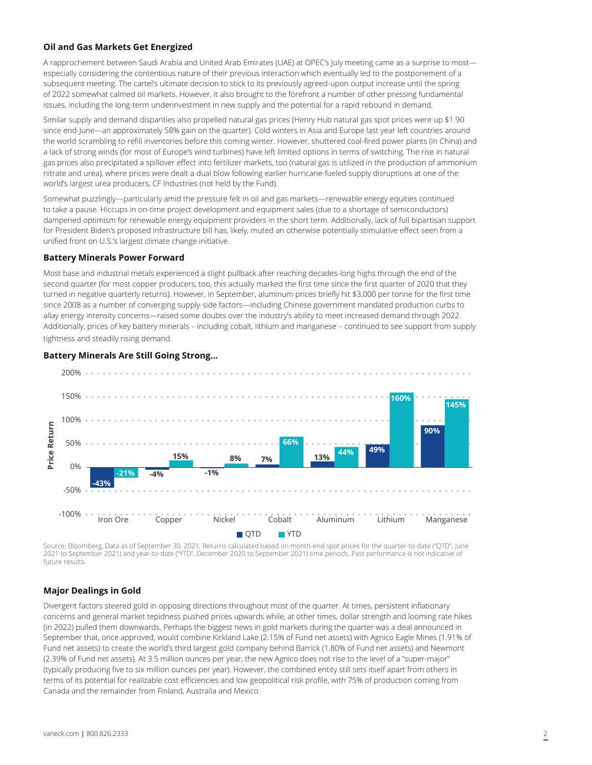### Oil and Gas Markets Get Energized

A rapprochement between Saudi Arabia and United Arab Emirates (UAE) at OPEC's July meeting came as a surprise to most—especially considering the contentious nature of their previous interaction which eventually led to the postponement of a subsequent meeting. The cartel's ultimate decision to stick to its previously agreed-upon output increase until the spring of 2022 somewhat calmed oil markets. However, it also brought to the forefront a number of other pressing fundamental issues, including the long-term underinvestment in new supply and the potential for a rapid rebound in demand.

Similar supply and demand disparities also propelled natural gas prices (Henry Hub natural gas spot prices were up $1.90 since end-June—an approximately 58% gain on the quarter). Cold winters in Asia and Europe last year left countries around the world scrambling to refill inventories before this coming winter. However, shuttered coal-fired power plants (in China) and a lack of strong winds (for most of Europe's wind turbines) have left limited options in terms of switching. The rise in natural gas prices also precipitated a spillover effect into fertilizer markets, too (natural gas is utilized in the production of ammonium nitrate and urea), where prices were dealt a dual blow following earlier hurricane-fueled supply disruptions at one of the world's largest urea producers, CF Industries (not held by the Fund).

Somewhat puzzlingly—particularly amid the pressure felt in oil and gas markets—renewable energy equities continued to take a pause. Hiccups in on-time project development and equipment sales (due to a shortage of semiconductors) dampened optimism for renewable energy equipment providers in the short term. Additionally, lack of full bipartisan support for President Biden's proposed infrastructure bill has, likely, muted an otherwise potentially stimulative effect seen from a unified front on U.S.'s largest climate change initiative.

### Battery Minerals Power Forward

Most base and industrial metals experienced a slight pullback after reaching decades-long highs through the end of the second quarter (for most copper producers, too, this actually marked the first time since the first quarter of 2020 that they turned in negative quarterly returns). However, in September, aluminum prices briefly hit $3,000 per tonne for the first time since 2008 as a number of converging supply-side factors—including Chinese government mandated production curbs to allay energy intensity concerns—raised some doubts over the industry's ability to meet increased demand through 2022. Additionally, prices of key battery minerals – including cobalt, lithium and manganese – continued to see support from supply tightness and steadily rising demand.

**Battery Minerals Are Still Going Strong...**

| Price Return | QTD | YTD |
|---|---|---|
| Iron Ore | -43% | -21% |
| Copper | -4% | 15% |
| Nickel | -1% | 8% |
| Cobalt | 7% | 66% |
| Aluminum | 13% | 44% |
| Lithium | 49% | 160% |
| Manganese | 90% | 145% |

Source: Bloomberg. Data as of September 30, 2021. Returns calculated based on month-end spot prices for the quarter-to-date ("QTD", June 2021 to September 2021) and year-to-date ("YTD", December 2020 to September 2021) time periods. Past performance is not indicative of future results.

### Major Dealings in Gold

Divergent factors steered gold in opposing directions throughout most of the quarter. At times, persistent inflationary concerns and general market tepidness pushed prices upwards while, at other times, dollar strength and looming rate hikes (in 2022) pulled them downwards. Perhaps the biggest news in gold markets during the quarter was a deal announced in September that, once approved, would combine Kirkland Lake (2.15% of Fund net assets) with Agnico Eagle Mines (1.91% of Fund net assets) to create the world's third largest gold company behind Barrick (1.80% of Fund net assets) and Newmont (2.39% of Fund net assets). At 3.5 million ounces per year, the new Agnico does not rise to the level of a "super-major" (typically producing five to six million ounces per year). However, the combined entity still sets itself apart from others in terms of its potential for realizable cost efficiencies and low geopolitical risk profile, with 75% of production coming from Canada and the remainder from Finland, Australia and Mexico.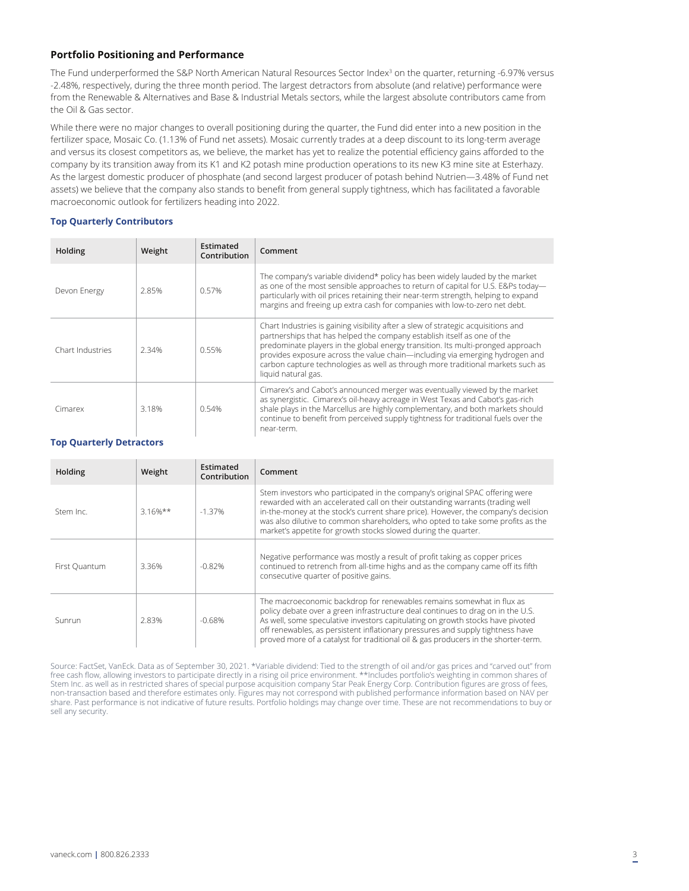## Portfolio Positioning and Performance

The Fund underperformed the S&P North American Natural Resources Sector Index[3] on the quarter, returning -6.97% versus -2.48%, respectively, during the three month period. The largest detractors from absolute (and relative) performance were from the Renewable & Alternatives and Base & Industrial Metals sectors, while the largest absolute contributors came from the Oil & Gas sector.

While there were no major changes to overall positioning during the quarter, the Fund did enter into a new position in the fertilizer space, Mosaic Co. (1.13% of Fund net assets). Mosaic currently trades at a deep discount to its long-term average and versus its closest competitors as, we believe, the market has yet to realize the potential efficiency gains afforded to the company by its transition away from its K1 and K2 potash mine production operations to its new K3 mine site at Esterhazy. As the largest domestic producer of phosphate (and second largest producer of potash behind Nutrien—3.48% of Fund net assets) we believe that the company also stands to benefit from general supply tightness, which has facilitated a favorable macroeconomic outlook for fertilizers heading into 2022.

### Top Quarterly Contributors

| Holding | Weight | Estimated Contribution | Comment |
|---|---|---|---|
| Devon Energy | 2.85% | 0.57% | The company's variable dividend* policy has been widely lauded by the market as one of the most sensible approaches to return of capital for U.S. E&Ps today—particularly with oil prices retaining their near-term strength, helping to expand margins and freeing up extra cash for companies with low-to-zero net debt. |
| Chart Industries | 2.34% | 0.55% | Chart Industries is gaining visibility after a slew of strategic acquisitions and partnerships that has helped the company establish itself as one of the predominate players in the global energy transition. Its multi-pronged approach provides exposure across the value chain—including via emerging hydrogen and carbon capture technologies as well as through more traditional markets such as liquid natural gas. |
| Cimarex | 3.18% | 0.54% | Cimarex's and Cabot's announced merger was eventually viewed by the market as synergistic. Cimarex's oil-heavy acreage in West Texas and Cabot's gas-rich shale plays in the Marcellus are highly complementary, and both markets should continue to benefit from perceived supply tightness for traditional fuels over the near-term. |

### Top Quarterly Detractors

| Holding | Weight | Estimated Contribution | Comment |
|---|---|---|---|
| Stem Inc. | 3.16%** | -1.37% | Stem investors who participated in the company's original SPAC offering were rewarded with an accelerated call on their outstanding warrants (trading well in-the-money at the stock's current share price). However, the company's decision was also dilutive to common shareholders, who opted to take some profits as the market's appetite for growth stocks slowed during the quarter. |
| First Quantum | 3.36% | -0.82% | Negative performance was mostly a result of profit taking as copper prices continued to retrench from all-time highs and as the company came off its fifth consecutive quarter of positive gains. |
| Sunrun | 2.83% | -0.68% | The macroeconomic backdrop for renewables remains somewhat in flux as policy debate over a green infrastructure deal continues to drag on in the U.S. As well, some speculative investors capitulating on growth stocks have pivoted off renewables, as persistent inflationary pressures and supply tightness have proved more of a catalyst for traditional oil & gas producers in the shorter-term. |

Source: FactSet, VanEck. Data as of September 30, 2021. *Variable dividend: Tied to the strength of oil and/or gas prices and "carved out" from free cash flow, allowing investors to participate directly in a rising oil price environment. **Includes portfolio's weighting in common shares of Stem Inc. as well as in restricted shares of special purpose acquisition company Star Peak Energy Corp. Contribution figures are gross of fees, non-transaction based and therefore estimates only. Figures may not correspond with published performance information based on NAV per share. Past performance is not indicative of future results. Portfolio holdings may change over time. These are not recommendations to buy or sell any security.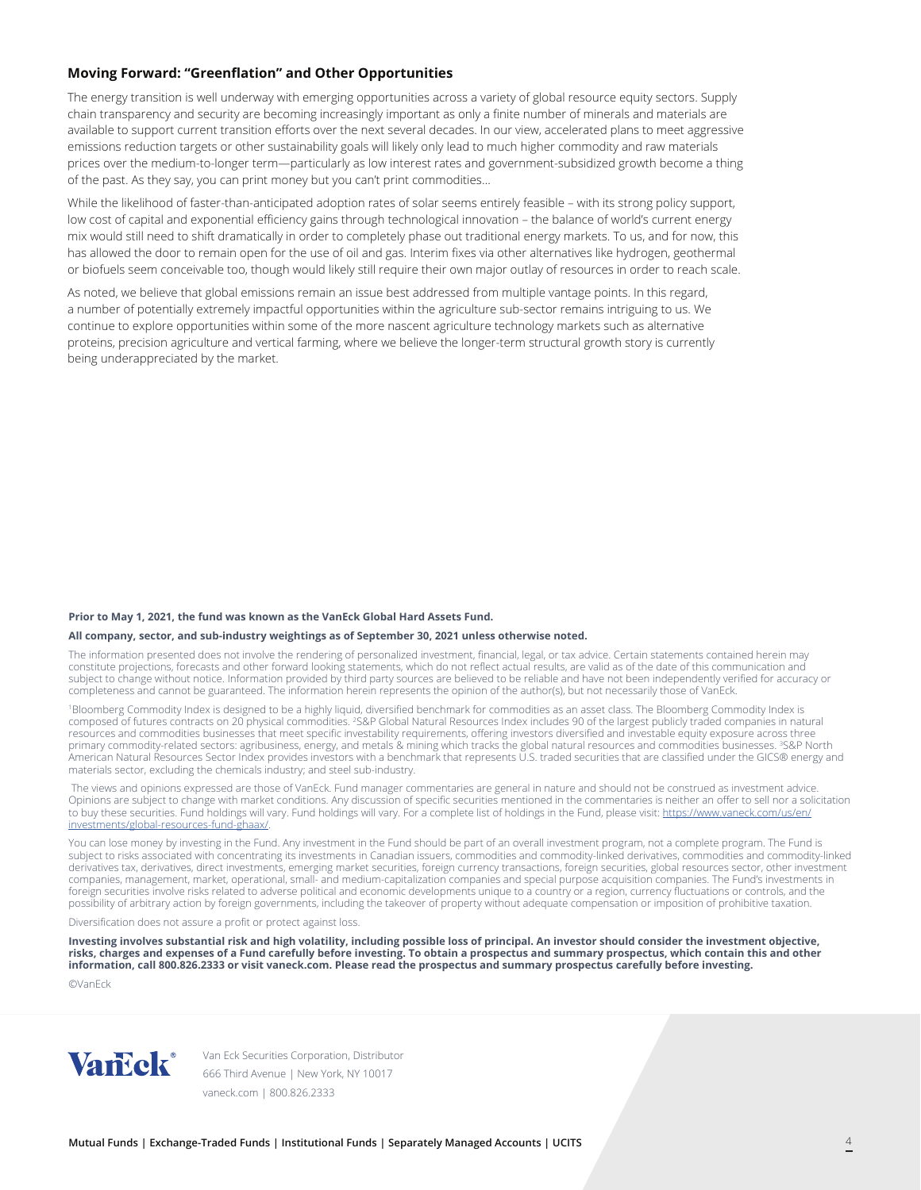## Moving Forward: "Greenflation" and Other Opportunities

The energy transition is well underway with emerging opportunities across a variety of global resource equity sectors. Supply chain transparency and security are becoming increasingly important as only a finite number of minerals and materials are available to support current transition efforts over the next several decades. In our view, accelerated plans to meet aggressive emissions reduction targets or other sustainability goals will likely only lead to much higher commodity and raw materials prices over the medium-to-longer term—particularly as low interest rates and government-subsidized growth become a thing of the past. As they say, you can print money but you can't print commodities…

While the likelihood of faster-than-anticipated adoption rates of solar seems entirely feasible – with its strong policy support, low cost of capital and exponential efficiency gains through technological innovation – the balance of world's current energy mix would still need to shift dramatically in order to completely phase out traditional energy markets. To us, and for now, this has allowed the door to remain open for the use of oil and gas. Interim fixes via other alternatives like hydrogen, geothermal or biofuels seem conceivable too, though would likely still require their own major outlay of resources in order to reach scale.

As noted, we believe that global emissions remain an issue best addressed from multiple vantage points. In this regard, a number of potentially extremely impactful opportunities within the agriculture sub-sector remains intriguing to us. We continue to explore opportunities within some of the more nascent agriculture technology markets such as alternative proteins, precision agriculture and vertical farming, where we believe the longer-term structural growth story is currently being underappreciated by the market.

**Prior to May 1, 2021, the fund was known as the VanEck Global Hard Assets Fund.**

**All company, sector, and sub-industry weightings as of September 30, 2021 unless otherwise noted.**

The information presented does not involve the rendering of personalized investment, financial, legal, or tax advice. Certain statements contained herein may constitute projections, forecasts and other forward looking statements, which do not reflect actual results, are valid as of the date of this communication and subject to change without notice. Information provided by third party sources are believed to be reliable and have not been independently verified for accuracy or completeness and cannot be guaranteed. The information herein represents the opinion of the author(s), but not necessarily those of VanEck.

[1]Bloomberg Commodity Index is designed to be a highly liquid, diversified benchmark for commodities as an asset class. The Bloomberg Commodity Index is composed of futures contracts on 20 physical commodities. [2]S&P Global Natural Resources Index includes 90 of the largest publicly traded companies in natural resources and commodities businesses that meet specific investability requirements, offering investors diversified and investable equity exposure across three primary commodity-related sectors: agribusiness, energy, and metals & mining which tracks the global natural resources and commodities businesses. [3]S&P North American Natural Resources Sector Index provides investors with a benchmark that represents U.S. traded securities that are classified under the GICS® energy and materials sector, excluding the chemicals industry; and steel sub-industry.

The views and opinions expressed are those of VanEck. Fund manager commentaries are general in nature and should not be construed as investment advice. Opinions are subject to change with market conditions. Any discussion of specific securities mentioned in the commentaries is neither an offer to sell nor a solicitation to buy these securities. Fund holdings will vary. Fund holdings will vary. For a complete list of holdings in the Fund, please visit: https://www.vaneck.com/us/en/investments/global-resources-fund-ghaax/.

You can lose money by investing in the Fund. Any investment in the Fund should be part of an overall investment program, not a complete program. The Fund is subject to risks associated with concentrating its investments in Canadian issuers, commodities and commodity-linked derivatives, commodities and commodity-linked derivatives tax, derivatives, direct investments, emerging market securities, foreign currency transactions, foreign securities, global resources sector, other investment companies, management, market, operational, small- and medium-capitalization companies and special purpose acquisition companies. The Fund's investments in foreign securities involve risks related to adverse political and economic developments unique to a country or a region, currency fluctuations or controls, and the possibility of arbitrary action by foreign governments, including the takeover of property without adequate compensation or imposition of prohibitive taxation.

Diversification does not assure a profit or protect against loss.

**Investing involves substantial risk and high volatility, including possible loss of principal. An investor should consider the investment objective, risks, charges and expenses of a Fund carefully before investing. To obtain a prospectus and summary prospectus, which contain this and other information, call 800.826.2333 or visit vaneck.com. Please read the prospectus and summary prospectus carefully before investing.**

©VanEck

VanEck®

Van Eck Securities Corporation, Distributor
666 Third Avenue | New York, NY 10017
vaneck.com | 800.826.2333

**Mutual Funds | Exchange-Traded Funds | Institutional Funds | Separately Managed Accounts | UCITS**